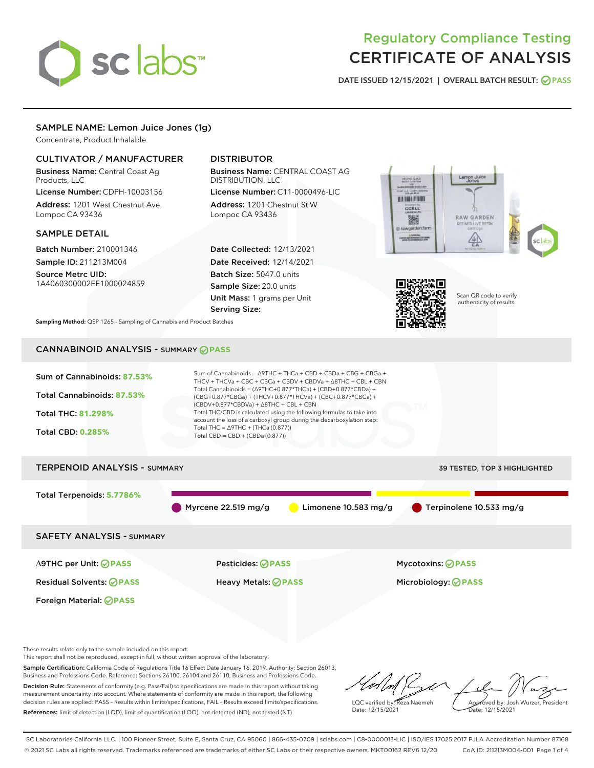# Regulatory Compliance Testing
# CERTIFICATE OF ANALYSIS

DATE ISSUED 12/15/2021 | OVERALL BATCH RESULT: PASS

## SAMPLE NAME: Lemon Juice Jones (1g)

Concentrate, Product Inhalable

### CULTIVATOR / MANUFACTURER

**Business Name:** Central Coast Ag Products, LLC

**License Number:** CDPH-10003156

**Address:** 1201 West Chestnut Ave. Lompoc CA 93436

### DISTRIBUTOR

**Business Name:** CENTRAL COAST AG DISTRIBUTION, LLC

**License Number:** C11-0000496-LIC

**Address:** 1201 Chestnut St W Lompoc CA 93436

### SAMPLE DETAIL

**Batch Number:** 210001346

**Sample ID:** 211213M004

**Source Metrc UID:** 1A4060300002EE1000024859

**Date Collected:** 12/13/2021

**Date Received:** 12/14/2021

**Batch Size:** 5047.0 units

**Sample Size:** 20.0 units

**Unit Mass:** 1 grams per Unit

**Serving Size:**

Scan QR code to verify authenticity of results.

**Sampling Method:** QSP 1265 - Sampling of Cannabis and Product Batches

## CANNABINOID ANALYSIS - SUMMARY PASS

Sum of Cannabinoids: **87.53%**

Total Cannabinoids: **87.53%**

Total THC: **81.298%**

Total CBD: **0.285%**

Sum of Cannabinoids = Δ9THC + THCa + CBD + CBDa + CBG + CBGa + THCV + THCVa + CBC + CBCa + CBDV + CBDVa + Δ8THC + CBL + CBN

Total Cannabinoids = (Δ9THC+0.877*THCa) + (CBD+0.877*CBDa) + (CBG+0.877*CBGa) + (THCV+0.877*THCVa) + (CBC+0.877*CBCa) + (CBDV+0.877*CBDVa) + Δ8THC + CBL + CBN

Total THC/CBD is calculated using the following formulas to take into account the loss of a carboxyl group during the decarboxylation step:

Total THC = Δ9THC + (THCa (0.877))

Total CBD = CBD + (CBDa (0.877))

## TERPENOID ANALYSIS - SUMMARY

39 TESTED, TOP 3 HIGHLIGHTED

Total Terpenoids: **5.7786%**

Myrcene 22.519 mg/g | Limonene 10.583 mg/g | Terpinolene 10.533 mg/g

## SAFETY ANALYSIS - SUMMARY

| | | |
|---|---|---|
| Δ9THC per Unit: PASS | Pesticides: PASS | Mycotoxins: PASS |
| Residual Solvents: PASS | Heavy Metals: PASS | Microbiology: PASS |
| Foreign Material: PASS | | |

These results relate only to the sample included on this report.
This report shall not be reproduced, except in full, without written approval of the laboratory.

**Sample Certification:** California Code of Regulations Title 16 Effect Date January 16, 2019. Authority: Section 26013, Business and Professions Code. Reference: Sections 26100, 26104 and 26110, Business and Professions Code.

**Decision Rule:** Statements of conformity (e.g. Pass/Fail) to specifications are made in this report without taking measurement uncertainty into account. Where statements of conformity are made in this report, the following decision rules are applied: PASS – Results within limits/specifications, FAIL – Results exceed limits/specifications.

**References:** limit of detection (LOD), limit of quantification (LOQ), not detected (ND), not tested (NT)

LQC verified by: Reza Naemeh
Date: 12/15/2021

Approved by: Josh Wurzer, President
Date: 12/15/2021

SC Laboratories California LLC. | 100 Pioneer Street, Suite E, Santa Cruz, CA 95060 | 866-435-0709 | sclabs.com | C8-0000013-LIC | ISO/IES 17025:2017 PJLA Accreditation Number 87168
© 2021 SC Labs all rights reserved. Trademarks referenced are trademarks of either SC Labs or their respective owners. MKT00162 REV6 12/20 CoA ID: 211213M004-001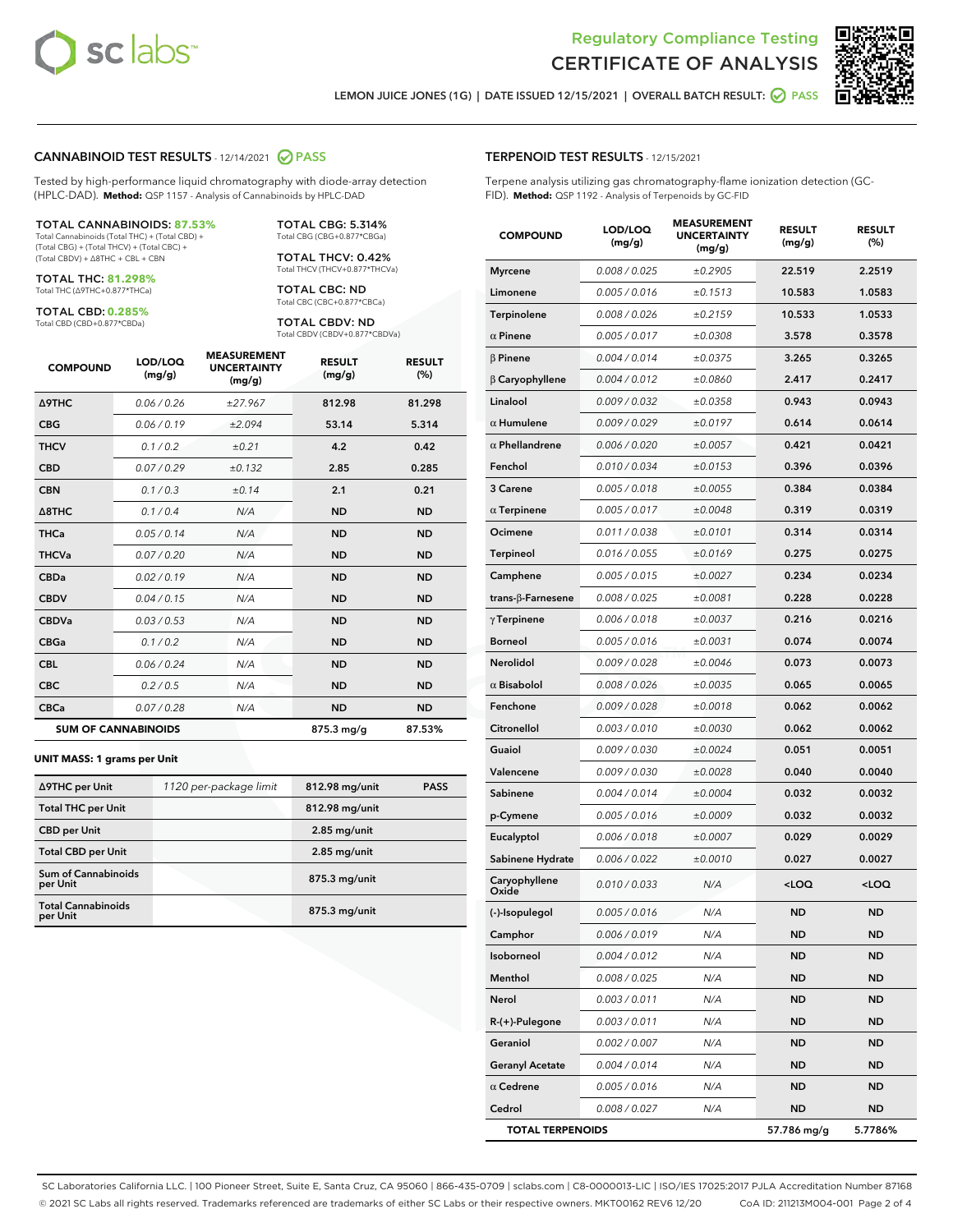Regulatory Compliance Testing
CERTIFICATE OF ANALYSIS

LEMON JUICE JONES (1G) | DATE ISSUED 12/15/2021 | OVERALL BATCH RESULT: PASS

## CANNABINOID TEST RESULTS - 12/14/2021 PASS

Tested by high-performance liquid chromatography with diode-array detection (HPLC-DAD). **Method:** QSP 1157 - Analysis of Cannabinoids by HPLC-DAD

**TOTAL CANNABINOIDS: 87.53%**
Total Cannabinoids (Total THC) + (Total CBD) + (Total CBG) + (Total THCV) + (Total CBC) + (Total CBDV) + Δ8THC + CBL + CBN

**TOTAL THC: 81.298%**
Total THC (Δ9THC+0.877*THCa)

**TOTAL CBD: 0.285%**
Total CBD (CBD+0.877*CBDa)

**TOTAL CBG: 5.314%**
Total CBG (CBG+0.877*CBGa)

**TOTAL THCV: 0.42%**
Total THCV (THCV+0.877*THCVa)

**TOTAL CBC: ND**
Total CBC (CBC+0.877*CBCa)

**TOTAL CBDV: ND**
Total CBDV (CBDV+0.877*CBDVa)

| COMPOUND | LOD/LOQ (mg/g) | MEASUREMENT UNCERTAINTY (mg/g) | RESULT (mg/g) | RESULT (%) |
|---|---|---|---|---|
| Δ9THC | 0.06 / 0.26 | ±27.967 | 812.98 | 81.298 |
| CBG | 0.06 / 0.19 | ±2.094 | 53.14 | 5.314 |
| THCV | 0.1 / 0.2 | ±0.21 | 4.2 | 0.42 |
| CBD | 0.07 / 0.29 | ±0.132 | 2.85 | 0.285 |
| CBN | 0.1 / 0.3 | ±0.14 | 2.1 | 0.21 |
| Δ8THC | 0.1 / 0.4 | N/A | ND | ND |
| THCa | 0.05 / 0.14 | N/A | ND | ND |
| THCVa | 0.07 / 0.20 | N/A | ND | ND |
| CBDa | 0.02 / 0.19 | N/A | ND | ND |
| CBDV | 0.04 / 0.15 | N/A | ND | ND |
| CBDVa | 0.03 / 0.53 | N/A | ND | ND |
| CBGa | 0.1 / 0.2 | N/A | ND | ND |
| CBL | 0.06 / 0.24 | N/A | ND | ND |
| CBC | 0.2 / 0.5 | N/A | ND | ND |
| CBCa | 0.07 / 0.28 | N/A | ND | ND |
| **SUM OF CANNABINOIDS** | | | 875.3 mg/g | 87.53% |

**UNIT MASS: 1 grams per Unit**

| | | | |
|---|---|---|---|
| Δ9THC per Unit | 1120 per-package limit | 812.98 mg/unit | PASS |
| Total THC per Unit | | 812.98 mg/unit | |
| CBD per Unit | | 2.85 mg/unit | |
| Total CBD per Unit | | 2.85 mg/unit | |
| Sum of Cannabinoids per Unit | | 875.3 mg/unit | |
| Total Cannabinoids per Unit | | 875.3 mg/unit | |

## TERPENOID TEST RESULTS - 12/15/2021

Terpene analysis utilizing gas chromatography-flame ionization detection (GC-FID). **Method:** QSP 1192 - Analysis of Terpenoids by GC-FID

| COMPOUND | LOD/LOQ (mg/g) | MEASUREMENT UNCERTAINTY (mg/g) | RESULT (mg/g) | RESULT (%) |
|---|---|---|---|---|
| Myrcene | 0.008 / 0.025 | ±0.2905 | 22.519 | 2.2519 |
| Limonene | 0.005 / 0.016 | ±0.1513 | 10.583 | 1.0583 |
| Terpinolene | 0.008 / 0.026 | ±0.2159 | 10.533 | 1.0533 |
| α Pinene | 0.005 / 0.017 | ±0.0308 | 3.578 | 0.3578 |
| β Pinene | 0.004 / 0.014 | ±0.0375 | 3.265 | 0.3265 |
| β Caryophyllene | 0.004 / 0.012 | ±0.0860 | 2.417 | 0.2417 |
| Linalool | 0.009 / 0.032 | ±0.0358 | 0.943 | 0.0943 |
| α Humulene | 0.009 / 0.029 | ±0.0197 | 0.614 | 0.0614 |
| α Phellandrene | 0.006 / 0.020 | ±0.0057 | 0.421 | 0.0421 |
| Fenchol | 0.010 / 0.034 | ±0.0153 | 0.396 | 0.0396 |
| 3 Carene | 0.005 / 0.018 | ±0.0055 | 0.384 | 0.0384 |
| α Terpinene | 0.005 / 0.017 | ±0.0048 | 0.319 | 0.0319 |
| Ocimene | 0.011 / 0.038 | ±0.0101 | 0.314 | 0.0314 |
| Terpineol | 0.016 / 0.055 | ±0.0169 | 0.275 | 0.0275 |
| Camphene | 0.005 / 0.015 | ±0.0027 | 0.234 | 0.0234 |
| trans-β-Farnesene | 0.008 / 0.025 | ±0.0081 | 0.228 | 0.0228 |
| γ Terpinene | 0.006 / 0.018 | ±0.0037 | 0.216 | 0.0216 |
| Borneol | 0.005 / 0.016 | ±0.0031 | 0.074 | 0.0074 |
| Nerolidol | 0.009 / 0.028 | ±0.0046 | 0.073 | 0.0073 |
| α Bisabolol | 0.008 / 0.026 | ±0.0035 | 0.065 | 0.0065 |
| Fenchone | 0.009 / 0.028 | ±0.0018 | 0.062 | 0.0062 |
| Citronellol | 0.003 / 0.010 | ±0.0030 | 0.062 | 0.0062 |
| Guaiol | 0.009 / 0.030 | ±0.0024 | 0.051 | 0.0051 |
| Valencene | 0.009 / 0.030 | ±0.0028 | 0.040 | 0.0040 |
| Sabinene | 0.004 / 0.014 | ±0.0004 | 0.032 | 0.0032 |
| p-Cymene | 0.005 / 0.016 | ±0.0009 | 0.032 | 0.0032 |
| Eucalyptol | 0.006 / 0.018 | ±0.0007 | 0.029 | 0.0029 |
| Sabinene Hydrate | 0.006 / 0.022 | ±0.0010 | 0.027 | 0.0027 |
| Caryophyllene Oxide | 0.010 / 0.033 | N/A | <LOQ | <LOQ |
| (-)-Isopulegol | 0.005 / 0.016 | N/A | ND | ND |
| Camphor | 0.006 / 0.019 | N/A | ND | ND |
| Isoborneol | 0.004 / 0.012 | N/A | ND | ND |
| Menthol | 0.008 / 0.025 | N/A | ND | ND |
| Nerol | 0.003 / 0.011 | N/A | ND | ND |
| R-(+)-Pulegone | 0.003 / 0.011 | N/A | ND | ND |
| Geraniol | 0.002 / 0.007 | N/A | ND | ND |
| Geranyl Acetate | 0.004 / 0.014 | N/A | ND | ND |
| α Cedrene | 0.005 / 0.016 | N/A | ND | ND |
| Cedrol | 0.008 / 0.027 | N/A | ND | ND |
| **TOTAL TERPENOIDS** | | | 57.786 mg/g | 5.7786% |

SC Laboratories California LLC. | 100 Pioneer Street, Suite E, Santa Cruz, CA 95060 | 866-435-0709 | sclabs.com | C8-0000013-LIC | ISO/IES 17025:2017 PJLA Accreditation Number 87168
© 2021 SC Labs all rights reserved. Trademarks referenced are trademarks of either SC Labs or their respective owners. MKT00162 REV6 12/20 CoA ID: 211213M004-001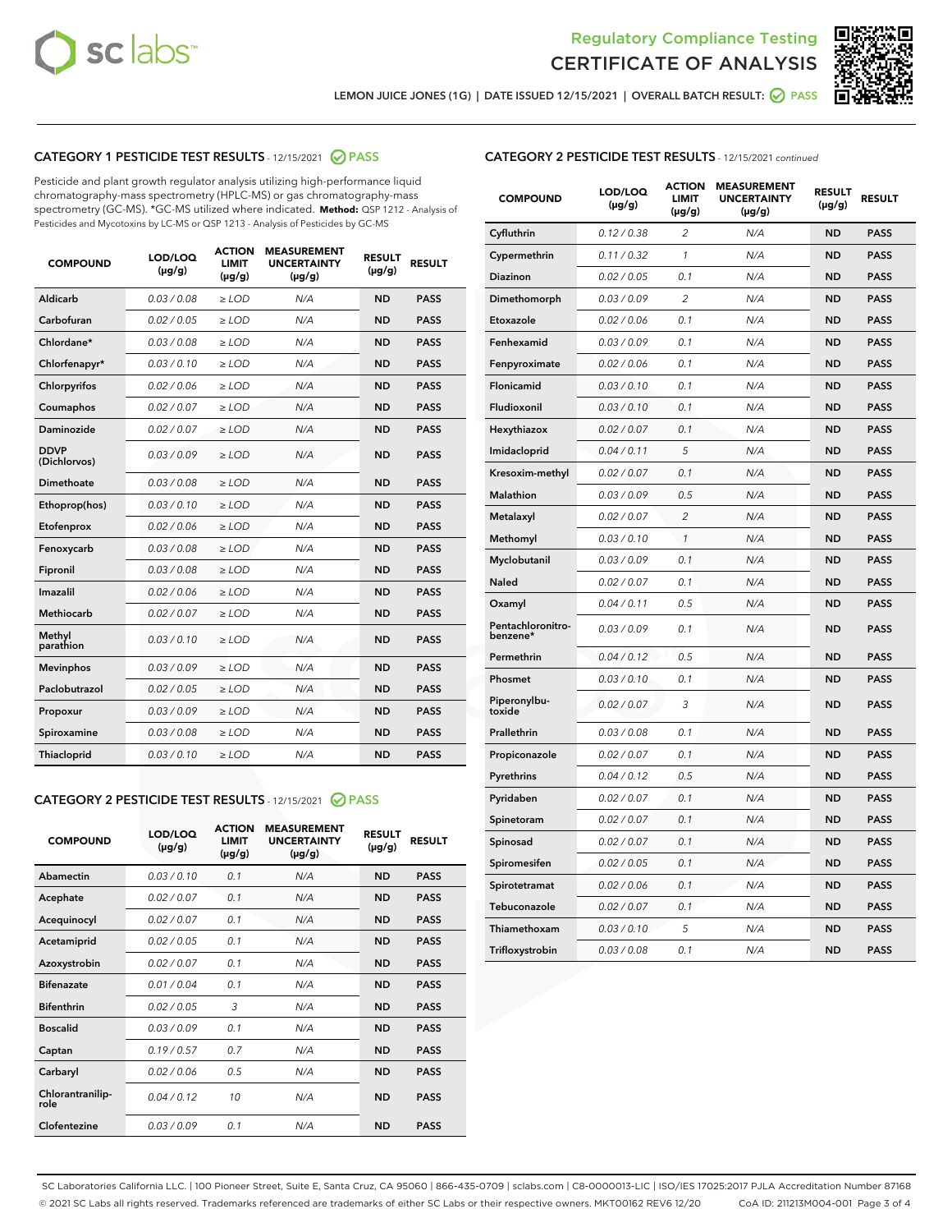# Regulatory Compliance Testing
# CERTIFICATE OF ANALYSIS

LEMON JUICE JONES (1G) | DATE ISSUED 12/15/2021 | OVERALL BATCH RESULT: PASS

## CATEGORY 1 PESTICIDE TEST RESULTS - 12/15/2021 PASS

Pesticide and plant growth regulator analysis utilizing high-performance liquid chromatography-mass spectrometry (HPLC-MS) or gas chromatography-mass spectrometry (GC-MS). *GC-MS utilized where indicated. **Method:** QSP 1212 - Analysis of Pesticides and Mycotoxins by LC-MS or QSP 1213 - Analysis of Pesticides by GC-MS

| COMPOUND | LOD/LOQ (µg/g) | ACTION LIMIT (µg/g) | MEASUREMENT UNCERTAINTY (µg/g) | RESULT (µg/g) | RESULT |
|---|---|---|---|---|---|
| Aldicarb | 0.03 / 0.08 | ≥ LOD | N/A | ND | PASS |
| Carbofuran | 0.02 / 0.05 | ≥ LOD | N/A | ND | PASS |
| Chlordane* | 0.03 / 0.08 | ≥ LOD | N/A | ND | PASS |
| Chlorfenapyr* | 0.03 / 0.10 | ≥ LOD | N/A | ND | PASS |
| Chlorpyrifos | 0.02 / 0.06 | ≥ LOD | N/A | ND | PASS |
| Coumaphos | 0.02 / 0.07 | ≥ LOD | N/A | ND | PASS |
| Daminozide | 0.02 / 0.07 | ≥ LOD | N/A | ND | PASS |
| DDVP (Dichlorvos) | 0.03 / 0.09 | ≥ LOD | N/A | ND | PASS |
| Dimethoate | 0.03 / 0.08 | ≥ LOD | N/A | ND | PASS |
| Ethoprop(hos) | 0.03 / 0.10 | ≥ LOD | N/A | ND | PASS |
| Etofenprox | 0.02 / 0.06 | ≥ LOD | N/A | ND | PASS |
| Fenoxycarb | 0.03 / 0.08 | ≥ LOD | N/A | ND | PASS |
| Fipronil | 0.03 / 0.08 | ≥ LOD | N/A | ND | PASS |
| Imazalil | 0.02 / 0.06 | ≥ LOD | N/A | ND | PASS |
| Methiocarb | 0.02 / 0.07 | ≥ LOD | N/A | ND | PASS |
| Methyl parathion | 0.03 / 0.10 | ≥ LOD | N/A | ND | PASS |
| Mevinphos | 0.03 / 0.09 | ≥ LOD | N/A | ND | PASS |
| Paclobutrazol | 0.02 / 0.05 | ≥ LOD | N/A | ND | PASS |
| Propoxur | 0.03 / 0.09 | ≥ LOD | N/A | ND | PASS |
| Spiroxamine | 0.03 / 0.08 | ≥ LOD | N/A | ND | PASS |
| Thiacloprid | 0.03 / 0.10 | ≥ LOD | N/A | ND | PASS |

## CATEGORY 2 PESTICIDE TEST RESULTS - 12/15/2021 PASS

| COMPOUND | LOD/LOQ (µg/g) | ACTION LIMIT (µg/g) | MEASUREMENT UNCERTAINTY (µg/g) | RESULT (µg/g) | RESULT |
|---|---|---|---|---|---|
| Abamectin | 0.03 / 0.10 | 0.1 | N/A | ND | PASS |
| Acephate | 0.02 / 0.07 | 0.1 | N/A | ND | PASS |
| Acequinocyl | 0.02 / 0.07 | 0.1 | N/A | ND | PASS |
| Acetamiprid | 0.02 / 0.05 | 0.1 | N/A | ND | PASS |
| Azoxystrobin | 0.02 / 0.07 | 0.1 | N/A | ND | PASS |
| Bifenazate | 0.01 / 0.04 | 0.1 | N/A | ND | PASS |
| Bifenthrin | 0.02 / 0.05 | 3 | N/A | ND | PASS |
| Boscalid | 0.03 / 0.09 | 0.1 | N/A | ND | PASS |
| Captan | 0.19 / 0.57 | 0.7 | N/A | ND | PASS |
| Carbaryl | 0.02 / 0.06 | 0.5 | N/A | ND | PASS |
| Chlorantraniliprole | 0.04 / 0.12 | 10 | N/A | ND | PASS |
| Clofentezine | 0.03 / 0.09 | 0.1 | N/A | ND | PASS |
| Cyfluthrin | 0.12 / 0.38 | 2 | N/A | ND | PASS |
| Cypermethrin | 0.11 / 0.32 | 1 | N/A | ND | PASS |
| Diazinon | 0.02 / 0.05 | 0.1 | N/A | ND | PASS |
| Dimethomorph | 0.03 / 0.09 | 2 | N/A | ND | PASS |
| Etoxazole | 0.02 / 0.06 | 0.1 | N/A | ND | PASS |
| Fenhexamid | 0.03 / 0.09 | 0.1 | N/A | ND | PASS |
| Fenpyroximate | 0.02 / 0.06 | 0.1 | N/A | ND | PASS |
| Flonicamid | 0.03 / 0.10 | 0.1 | N/A | ND | PASS |
| Fludioxonil | 0.03 / 0.10 | 0.1 | N/A | ND | PASS |
| Hexythiazox | 0.02 / 0.07 | 0.1 | N/A | ND | PASS |
| Imidacloprid | 0.04 / 0.11 | 5 | N/A | ND | PASS |
| Kresoxim-methyl | 0.02 / 0.07 | 0.1 | N/A | ND | PASS |
| Malathion | 0.03 / 0.09 | 0.5 | N/A | ND | PASS |
| Metalaxyl | 0.02 / 0.07 | 2 | N/A | ND | PASS |
| Methomyl | 0.03 / 0.10 | 1 | N/A | ND | PASS |
| Myclobutanil | 0.03 / 0.09 | 0.1 | N/A | ND | PASS |
| Naled | 0.02 / 0.07 | 0.1 | N/A | ND | PASS |
| Oxamyl | 0.04 / 0.11 | 0.5 | N/A | ND | PASS |
| Pentachloronitrobenzene* | 0.03 / 0.09 | 0.1 | N/A | ND | PASS |
| Permethrin | 0.04 / 0.12 | 0.5 | N/A | ND | PASS |
| Phosmet | 0.03 / 0.10 | 0.1 | N/A | ND | PASS |
| Piperonylbutoxide | 0.02 / 0.07 | 3 | N/A | ND | PASS |
| Prallethrin | 0.03 / 0.08 | 0.1 | N/A | ND | PASS |
| Propiconazole | 0.02 / 0.07 | 0.1 | N/A | ND | PASS |
| Pyrethrins | 0.04 / 0.12 | 0.5 | N/A | ND | PASS |
| Pyridaben | 0.02 / 0.07 | 0.1 | N/A | ND | PASS |
| Spinetoram | 0.02 / 0.07 | 0.1 | N/A | ND | PASS |
| Spinosad | 0.02 / 0.07 | 0.1 | N/A | ND | PASS |
| Spiromesifen | 0.02 / 0.05 | 0.1 | N/A | ND | PASS |
| Spirotetramat | 0.02 / 0.06 | 0.1 | N/A | ND | PASS |
| Tebuconazole | 0.02 / 0.07 | 0.1 | N/A | ND | PASS |
| Thiamethoxam | 0.03 / 0.10 | 5 | N/A | ND | PASS |
| Trifloxystrobin | 0.03 / 0.08 | 0.1 | N/A | ND | PASS |

SC Laboratories California LLC. | 100 Pioneer Street, Suite E, Santa Cruz, CA 95060 | 866-435-0709 | sclabs.com | C8-0000013-LIC | ISO/IES 17025:2017 PJLA Accreditation Number 87168
© 2021 SC Labs all rights reserved. Trademarks referenced are trademarks of either SC Labs or their respective owners. MKT00162 REV6 12/20 CoA ID: 211213M004-001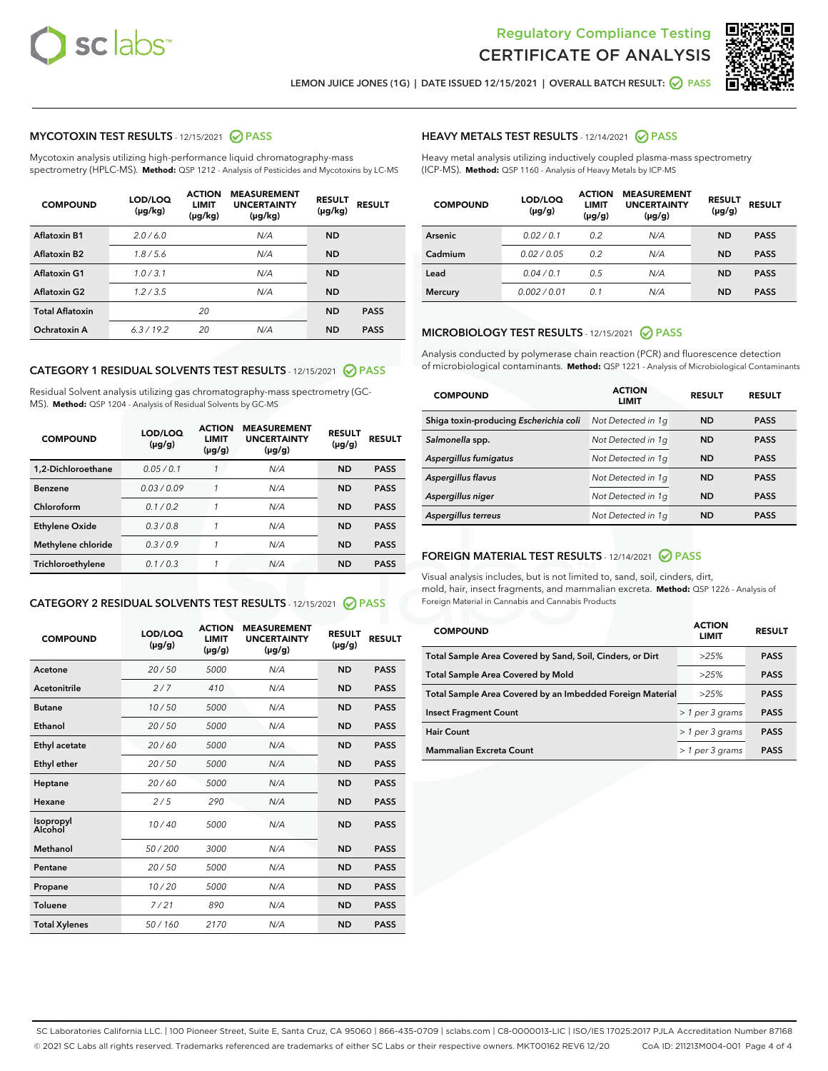Regulatory Compliance Testing
# CERTIFICATE OF ANALYSIS

LEMON JUICE JONES (1G) | DATE ISSUED 12/15/2021 | OVERALL BATCH RESULT: PASS

## MYCOTOXIN TEST RESULTS - 12/15/2021 PASS

Mycotoxin analysis utilizing high-performance liquid chromatography-mass spectrometry (HPLC-MS). **Method:** QSP 1212 - Analysis of Pesticides and Mycotoxins by LC-MS

| COMPOUND | LOD/LOQ (µg/kg) | ACTION LIMIT (µg/kg) | MEASUREMENT UNCERTAINTY (µg/kg) | RESULT (µg/kg) | RESULT |
|---|---|---|---|---|---|
| Aflatoxin B1 | 2.0 / 6.0 | | N/A | ND | |
| Aflatoxin B2 | 1.8 / 5.6 | | N/A | ND | |
| Aflatoxin G1 | 1.0 / 3.1 | | N/A | ND | |
| Aflatoxin G2 | 1.2 / 3.5 | | N/A | ND | |
| Total Aflatoxin | | 20 | | ND | PASS |
| Ochratoxin A | 6.3 / 19.2 | 20 | N/A | ND | PASS |

## CATEGORY 1 RESIDUAL SOLVENTS TEST RESULTS - 12/15/2021 PASS

Residual Solvent analysis utilizing gas chromatography-mass spectrometry (GC-MS). **Method:** QSP 1204 - Analysis of Residual Solvents by GC-MS

| COMPOUND | LOD/LOQ (µg/g) | ACTION LIMIT (µg/g) | MEASUREMENT UNCERTAINTY (µg/g) | RESULT (µg/g) | RESULT |
|---|---|---|---|---|---|
| 1,2-Dichloroethane | 0.05 / 0.1 | 1 | N/A | ND | PASS |
| Benzene | 0.03 / 0.09 | 1 | N/A | ND | PASS |
| Chloroform | 0.1 / 0.2 | 1 | N/A | ND | PASS |
| Ethylene Oxide | 0.3 / 0.8 | 1 | N/A | ND | PASS |
| Methylene chloride | 0.3 / 0.9 | 1 | N/A | ND | PASS |
| Trichloroethylene | 0.1 / 0.3 | 1 | N/A | ND | PASS |

## CATEGORY 2 RESIDUAL SOLVENTS TEST RESULTS - 12/15/2021 PASS

| COMPOUND | LOD/LOQ (µg/g) | ACTION LIMIT (µg/g) | MEASUREMENT UNCERTAINTY (µg/g) | RESULT (µg/g) | RESULT |
|---|---|---|---|---|---|
| Acetone | 20 / 50 | 5000 | N/A | ND | PASS |
| Acetonitrile | 2 / 7 | 410 | N/A | ND | PASS |
| Butane | 10 / 50 | 5000 | N/A | ND | PASS |
| Ethanol | 20 / 50 | 5000 | N/A | ND | PASS |
| Ethyl acetate | 20 / 60 | 5000 | N/A | ND | PASS |
| Ethyl ether | 20 / 50 | 5000 | N/A | ND | PASS |
| Heptane | 20 / 60 | 5000 | N/A | ND | PASS |
| Hexane | 2 / 5 | 290 | N/A | ND | PASS |
| Isopropyl Alcohol | 10 / 40 | 5000 | N/A | ND | PASS |
| Methanol | 50 / 200 | 3000 | N/A | ND | PASS |
| Pentane | 20 / 50 | 5000 | N/A | ND | PASS |
| Propane | 10 / 20 | 5000 | N/A | ND | PASS |
| Toluene | 7 / 21 | 890 | N/A | ND | PASS |
| Total Xylenes | 50 / 160 | 2170 | N/A | ND | PASS |

## HEAVY METALS TEST RESULTS - 12/14/2021 PASS

Heavy metal analysis utilizing inductively coupled plasma-mass spectrometry (ICP-MS). **Method:** QSP 1160 - Analysis of Heavy Metals by ICP-MS

| COMPOUND | LOD/LOQ (µg/g) | ACTION LIMIT (µg/g) | MEASUREMENT UNCERTAINTY (µg/g) | RESULT (µg/g) | RESULT |
|---|---|---|---|---|---|
| Arsenic | 0.02 / 0.1 | 0.2 | N/A | ND | PASS |
| Cadmium | 0.02 / 0.05 | 0.2 | N/A | ND | PASS |
| Lead | 0.04 / 0.1 | 0.5 | N/A | ND | PASS |
| Mercury | 0.002 / 0.01 | 0.1 | N/A | ND | PASS |

## MICROBIOLOGY TEST RESULTS - 12/15/2021 PASS

Analysis conducted by polymerase chain reaction (PCR) and fluorescence detection of microbiological contaminants. **Method:** QSP 1221 - Analysis of Microbiological Contaminants

| COMPOUND | ACTION LIMIT | RESULT | RESULT |
|---|---|---|---|
| Shiga toxin-producing *Escherichia coli* | Not Detected in 1g | ND | PASS |
| *Salmonella* spp. | Not Detected in 1g | ND | PASS |
| *Aspergillus fumigatus* | Not Detected in 1g | ND | PASS |
| *Aspergillus flavus* | Not Detected in 1g | ND | PASS |
| *Aspergillus niger* | Not Detected in 1g | ND | PASS |
| *Aspergillus terreus* | Not Detected in 1g | ND | PASS |

## FOREIGN MATERIAL TEST RESULTS - 12/14/2021 PASS

Visual analysis includes, but is not limited to, sand, soil, cinders, dirt, mold, hair, insect fragments, and mammalian excreta. **Method:** QSP 1226 - Analysis of Foreign Material in Cannabis and Cannabis Products

| COMPOUND | ACTION LIMIT | RESULT |
|---|---|---|
| Total Sample Area Covered by Sand, Soil, Cinders, or Dirt | >25% | PASS |
| Total Sample Area Covered by Mold | >25% | PASS |
| Total Sample Area Covered by an Imbedded Foreign Material | >25% | PASS |
| Insect Fragment Count | > 1 per 3 grams | PASS |
| Hair Count | > 1 per 3 grams | PASS |
| Mammalian Excreta Count | > 1 per 3 grams | PASS |

SC Laboratories California LLC. | 100 Pioneer Street, Suite E, Santa Cruz, CA 95060 | 866-435-0709 | sclabs.com | C8-0000013-LIC | ISO/IES 17025:2017 PJLA Accreditation Number 87168
© 2021 SC Labs all rights reserved. Trademarks referenced are trademarks of either SC Labs or their respective owners. MKT00162 REV6 12/20 CoA ID: 211213M004-001